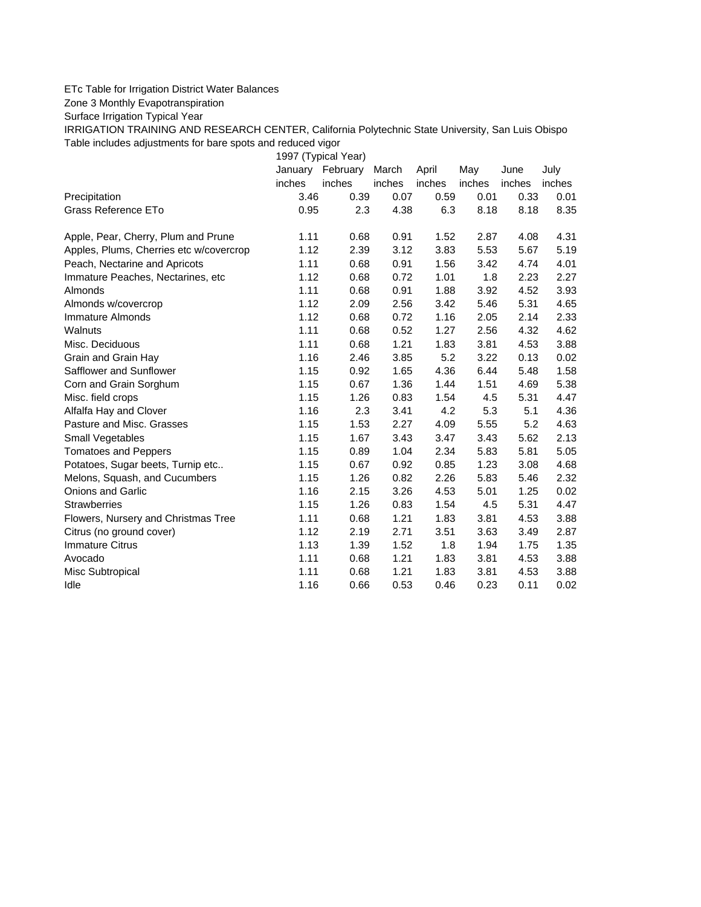ETc Table for Irrigation District Water Balances

Zone 3 Monthly Evapotranspiration

Surface Irrigation Typical Year

IRRIGATION TRAINING AND RESEARCH CENTER, California Polytechnic State University, San Luis Obispo

Table includes adjustments for bare spots and reduced vigor

| | 1997 (Typical Year) | | | | | | |
|---|---|---|---|---|---|---|---|
| | January | February | March | April | May | June | July |
| | inches | inches | inches | inches | inches | inches | inches |
| Precipitation | 3.46 | 0.39 | 0.07 | 0.59 | 0.01 | 0.33 | 0.01 |
| Grass Reference ETo | 0.95 | 2.3 | 4.38 | 6.3 | 8.18 | 8.18 | 8.35 |
| | | | | | | | |
| Apple, Pear, Cherry, Plum and Prune | 1.11 | 0.68 | 0.91 | 1.52 | 2.87 | 4.08 | 4.31 |
| Apples, Plums, Cherries etc w/covercrop | 1.12 | 2.39 | 3.12 | 3.83 | 5.53 | 5.67 | 5.19 |
| Peach, Nectarine and Apricots | 1.11 | 0.68 | 0.91 | 1.56 | 3.42 | 4.74 | 4.01 |
| Immature Peaches, Nectarines, etc | 1.12 | 0.68 | 0.72 | 1.01 | 1.8 | 2.23 | 2.27 |
| Almonds | 1.11 | 0.68 | 0.91 | 1.88 | 3.92 | 4.52 | 3.93 |
| Almonds w/covercrop | 1.12 | 2.09 | 2.56 | 3.42 | 5.46 | 5.31 | 4.65 |
| Immature Almonds | 1.12 | 0.68 | 0.72 | 1.16 | 2.05 | 2.14 | 2.33 |
| Walnuts | 1.11 | 0.68 | 0.52 | 1.27 | 2.56 | 4.32 | 4.62 |
| Misc. Deciduous | 1.11 | 0.68 | 1.21 | 1.83 | 3.81 | 4.53 | 3.88 |
| Grain and Grain Hay | 1.16 | 2.46 | 3.85 | 5.2 | 3.22 | 0.13 | 0.02 |
| Safflower and Sunflower | 1.15 | 0.92 | 1.65 | 4.36 | 6.44 | 5.48 | 1.58 |
| Corn and Grain Sorghum | 1.15 | 0.67 | 1.36 | 1.44 | 1.51 | 4.69 | 5.38 |
| Misc. field crops | 1.15 | 1.26 | 0.83 | 1.54 | 4.5 | 5.31 | 4.47 |
| Alfalfa Hay and Clover | 1.16 | 2.3 | 3.41 | 4.2 | 5.3 | 5.1 | 4.36 |
| Pasture and Misc. Grasses | 1.15 | 1.53 | 2.27 | 4.09 | 5.55 | 5.2 | 4.63 |
| Small Vegetables | 1.15 | 1.67 | 3.43 | 3.47 | 3.43 | 5.62 | 2.13 |
| Tomatoes and Peppers | 1.15 | 0.89 | 1.04 | 2.34 | 5.83 | 5.81 | 5.05 |
| Potatoes, Sugar beets, Turnip etc.. | 1.15 | 0.67 | 0.92 | 0.85 | 1.23 | 3.08 | 4.68 |
| Melons, Squash, and Cucumbers | 1.15 | 1.26 | 0.82 | 2.26 | 5.83 | 5.46 | 2.32 |
| Onions and Garlic | 1.16 | 2.15 | 3.26 | 4.53 | 5.01 | 1.25 | 0.02 |
| Strawberries | 1.15 | 1.26 | 0.83 | 1.54 | 4.5 | 5.31 | 4.47 |
| Flowers, Nursery and Christmas Tree | 1.11 | 0.68 | 1.21 | 1.83 | 3.81 | 4.53 | 3.88 |
| Citrus (no ground cover) | 1.12 | 2.19 | 2.71 | 3.51 | 3.63 | 3.49 | 2.87 |
| Immature Citrus | 1.13 | 1.39 | 1.52 | 1.8 | 1.94 | 1.75 | 1.35 |
| Avocado | 1.11 | 0.68 | 1.21 | 1.83 | 3.81 | 4.53 | 3.88 |
| Misc Subtropical | 1.11 | 0.68 | 1.21 | 1.83 | 3.81 | 4.53 | 3.88 |
| Idle | 1.16 | 0.66 | 0.53 | 0.46 | 0.23 | 0.11 | 0.02 |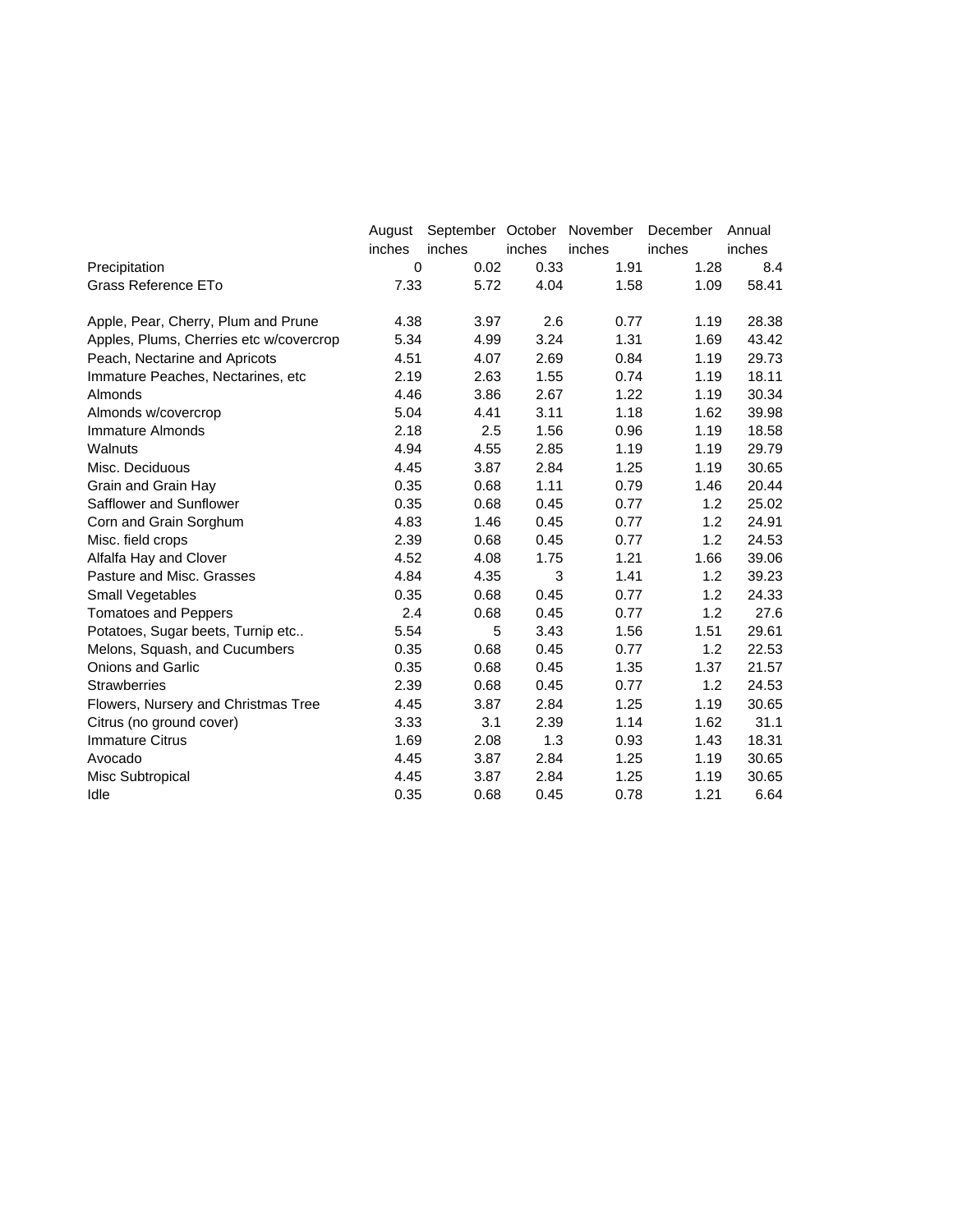| | August inches | September inches | October inches | November inches | December inches | Annual inches |
|---|---|---|---|---|---|---|
| Precipitation | 0 | 0.02 | 0.33 | 1.91 | 1.28 | 8.4 |
| Grass Reference ETo | 7.33 | 5.72 | 4.04 | 1.58 | 1.09 | 58.41 |
| | | | | | | |
| Apple, Pear, Cherry, Plum and Prune | 4.38 | 3.97 | 2.6 | 0.77 | 1.19 | 28.38 |
| Apples, Plums, Cherries etc w/covercrop | 5.34 | 4.99 | 3.24 | 1.31 | 1.69 | 43.42 |
| Peach, Nectarine and Apricots | 4.51 | 4.07 | 2.69 | 0.84 | 1.19 | 29.73 |
| Immature Peaches, Nectarines, etc | 2.19 | 2.63 | 1.55 | 0.74 | 1.19 | 18.11 |
| Almonds | 4.46 | 3.86 | 2.67 | 1.22 | 1.19 | 30.34 |
| Almonds w/covercrop | 5.04 | 4.41 | 3.11 | 1.18 | 1.62 | 39.98 |
| Immature Almonds | 2.18 | 2.5 | 1.56 | 0.96 | 1.19 | 18.58 |
| Walnuts | 4.94 | 4.55 | 2.85 | 1.19 | 1.19 | 29.79 |
| Misc. Deciduous | 4.45 | 3.87 | 2.84 | 1.25 | 1.19 | 30.65 |
| Grain and Grain Hay | 0.35 | 0.68 | 1.11 | 0.79 | 1.46 | 20.44 |
| Safflower and Sunflower | 0.35 | 0.68 | 0.45 | 0.77 | 1.2 | 25.02 |
| Corn and Grain Sorghum | 4.83 | 1.46 | 0.45 | 0.77 | 1.2 | 24.91 |
| Misc. field crops | 2.39 | 0.68 | 0.45 | 0.77 | 1.2 | 24.53 |
| Alfalfa Hay and Clover | 4.52 | 4.08 | 1.75 | 1.21 | 1.66 | 39.06 |
| Pasture and Misc. Grasses | 4.84 | 4.35 | 3 | 1.41 | 1.2 | 39.23 |
| Small Vegetables | 0.35 | 0.68 | 0.45 | 0.77 | 1.2 | 24.33 |
| Tomatoes and Peppers | 2.4 | 0.68 | 0.45 | 0.77 | 1.2 | 27.6 |
| Potatoes, Sugar beets, Turnip etc.. | 5.54 | 5 | 3.43 | 1.56 | 1.51 | 29.61 |
| Melons, Squash, and Cucumbers | 0.35 | 0.68 | 0.45 | 0.77 | 1.2 | 22.53 |
| Onions and Garlic | 0.35 | 0.68 | 0.45 | 1.35 | 1.37 | 21.57 |
| Strawberries | 2.39 | 0.68 | 0.45 | 0.77 | 1.2 | 24.53 |
| Flowers, Nursery and Christmas Tree | 4.45 | 3.87 | 2.84 | 1.25 | 1.19 | 30.65 |
| Citrus (no ground cover) | 3.33 | 3.1 | 2.39 | 1.14 | 1.62 | 31.1 |
| Immature Citrus | 1.69 | 2.08 | 1.3 | 0.93 | 1.43 | 18.31 |
| Avocado | 4.45 | 3.87 | 2.84 | 1.25 | 1.19 | 30.65 |
| Misc Subtropical | 4.45 | 3.87 | 2.84 | 1.25 | 1.19 | 30.65 |
| Idle | 0.35 | 0.68 | 0.45 | 0.78 | 1.21 | 6.64 |